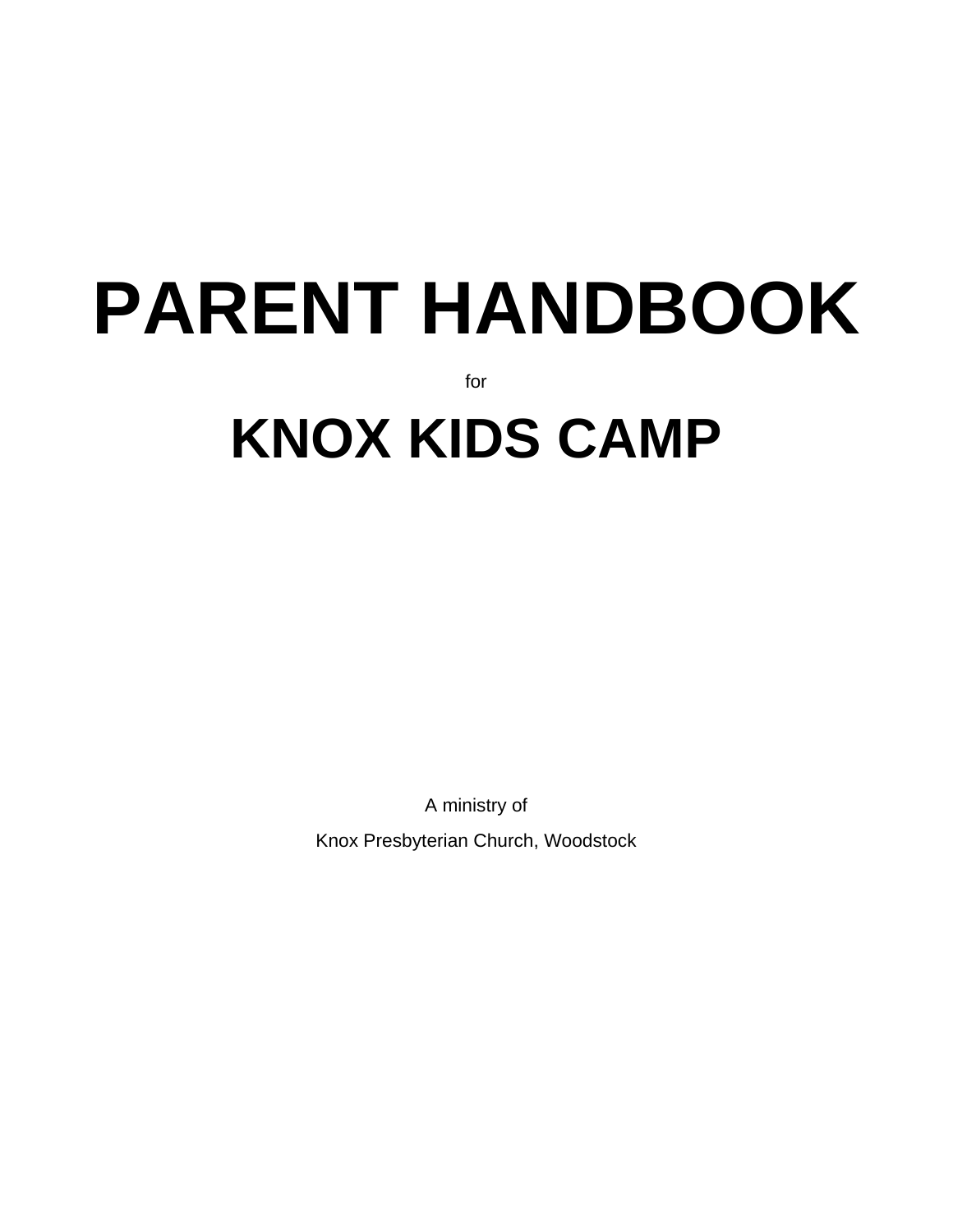# PARENT HANDBOOK

for

# KNOX KIDS CAMP

A ministry of

Knox Presbyterian Church, Woodstock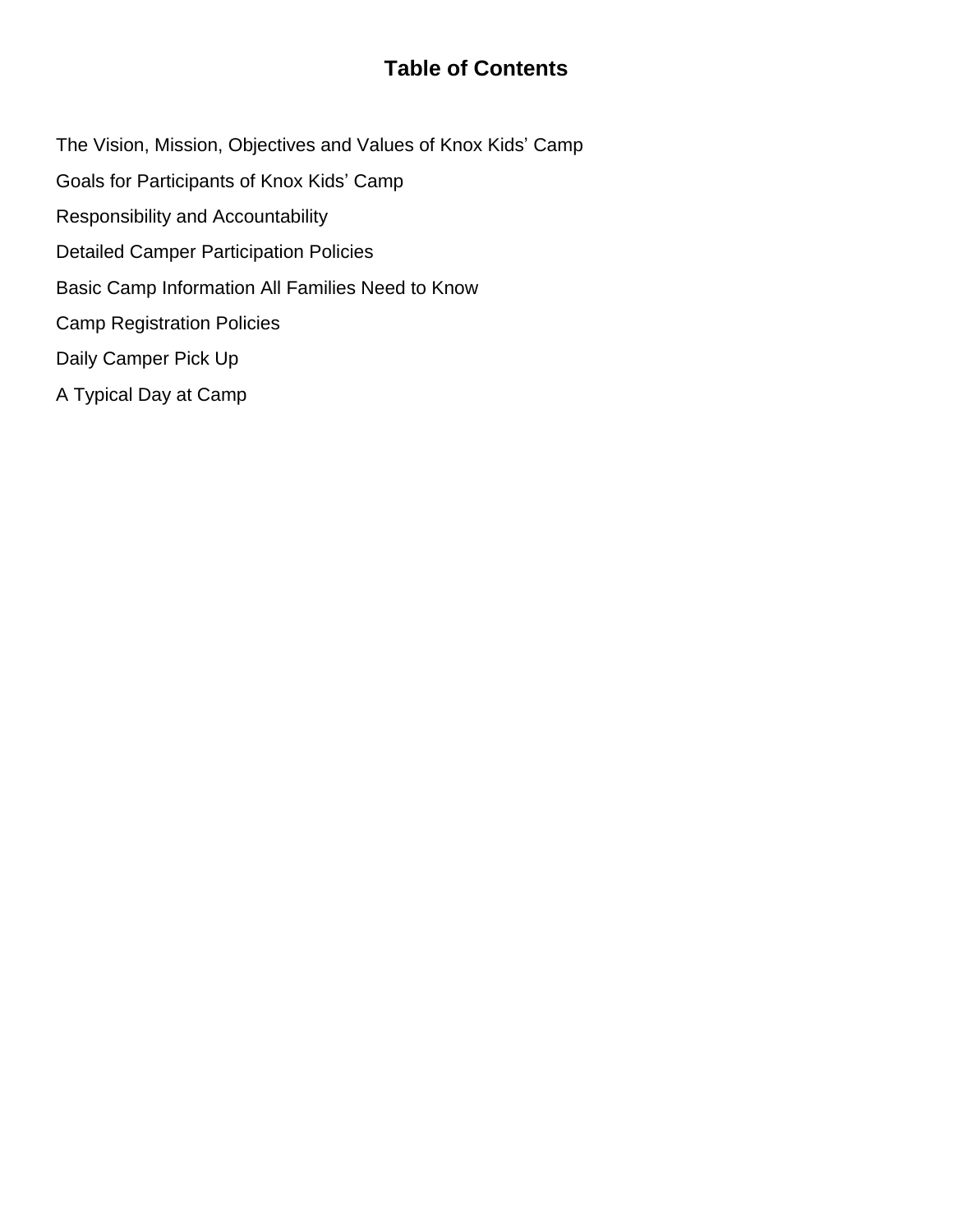# Table of Contents

The Vision, Mission, Objectives and Values of Knox Kids' Camp

Goals for Participants of Knox Kids' Camp

Responsibility and Accountability

Detailed Camper Participation Policies

Basic Camp Information All Families Need to Know

Camp Registration Policies

Daily Camper Pick Up

A Typical Day at Camp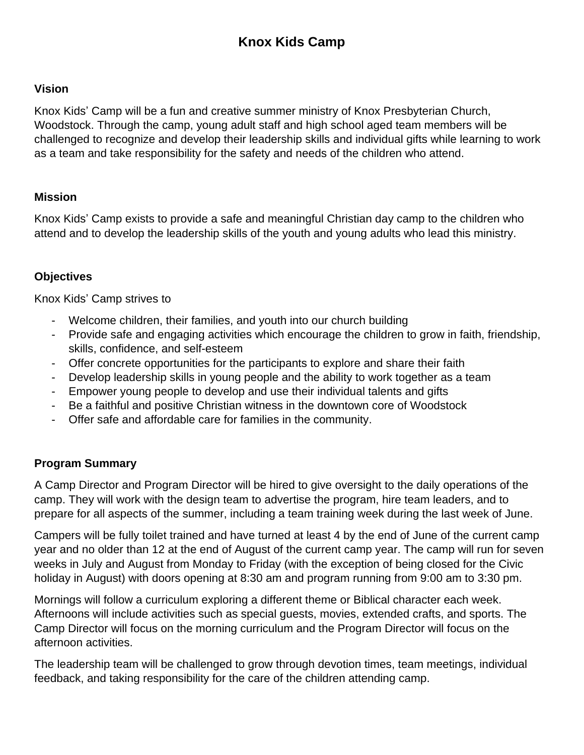# Knox Kids Camp

## Vision

Knox Kids' Camp will be a fun and creative summer ministry of Knox Presbyterian Church, Woodstock. Through the camp, young adult staff and high school aged team members will be challenged to recognize and develop their leadership skills and individual gifts while learning to work as a team and take responsibility for the safety and needs of the children who attend.

## Mission

Knox Kids' Camp exists to provide a safe and meaningful Christian day camp to the children who attend and to develop the leadership skills of the youth and young adults who lead this ministry.

## Objectives

Knox Kids' Camp strives to

- Welcome children, their families, and youth into our church building
- Provide safe and engaging activities which encourage the children to grow in faith, friendship, skills, confidence, and self-esteem
- Offer concrete opportunities for the participants to explore and share their faith
- Develop leadership skills in young people and the ability to work together as a team
- Empower young people to develop and use their individual talents and gifts
- Be a faithful and positive Christian witness in the downtown core of Woodstock
- Offer safe and affordable care for families in the community.

## Program Summary

A Camp Director and Program Director will be hired to give oversight to the daily operations of the camp. They will work with the design team to advertise the program, hire team leaders, and to prepare for all aspects of the summer, including a team training week during the last week of June.

Campers will be fully toilet trained and have turned at least 4 by the end of June of the current camp year and no older than 12 at the end of August of the current camp year. The camp will run for seven weeks in July and August from Monday to Friday (with the exception of being closed for the Civic holiday in August) with doors opening at 8:30 am and program running from 9:00 am to 3:30 pm.

Mornings will follow a curriculum exploring a different theme or Biblical character each week. Afternoons will include activities such as special guests, movies, extended crafts, and sports. The Camp Director will focus on the morning curriculum and the Program Director will focus on the afternoon activities.

The leadership team will be challenged to grow through devotion times, team meetings, individual feedback, and taking responsibility for the care of the children attending camp.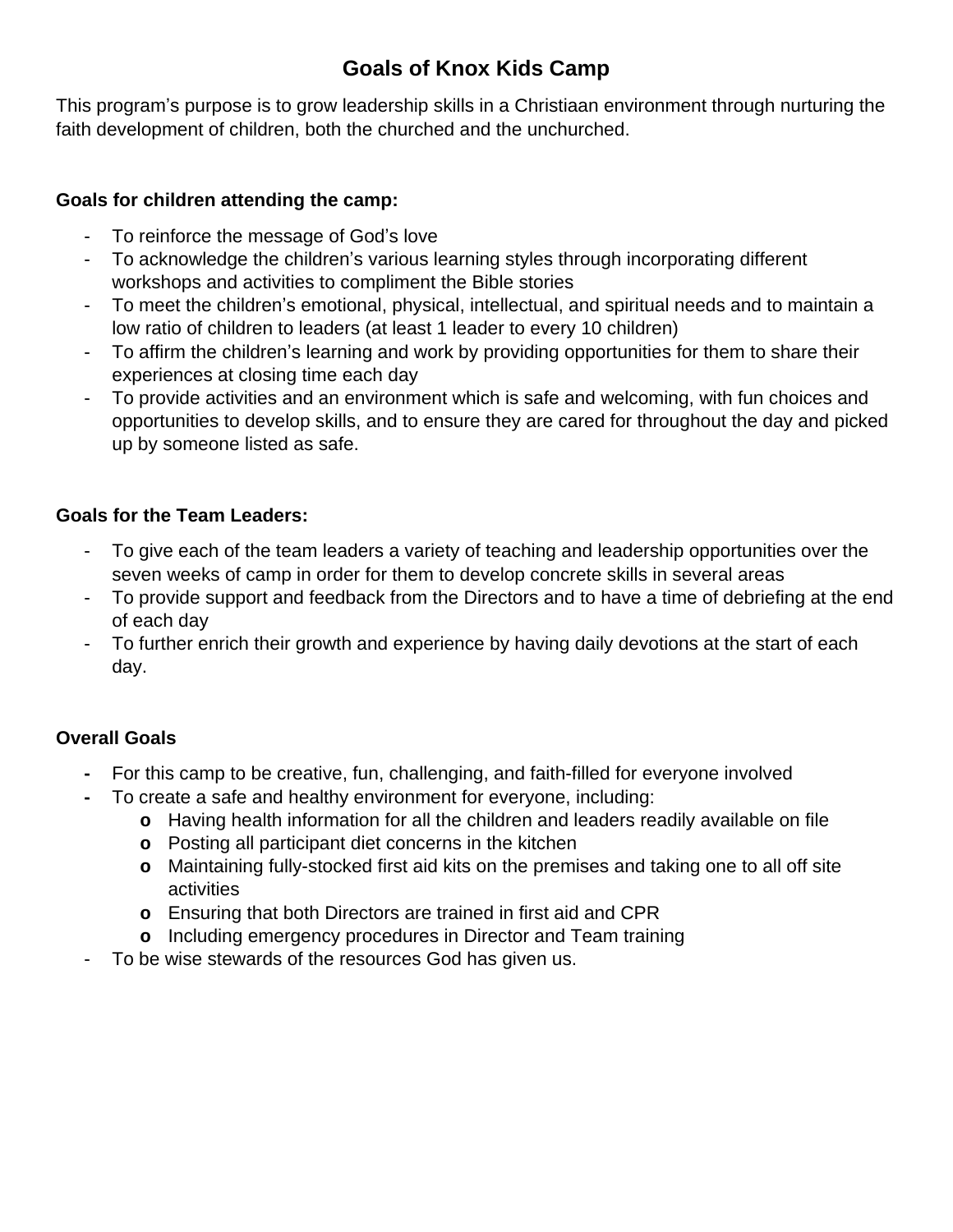# Goals of Knox Kids Camp

This program's purpose is to grow leadership skills in a Christiaan environment through nurturing the faith development of children, both the churched and the unchurched.

**Goals for children attending the camp:**

- To reinforce the message of God's love
- To acknowledge the children's various learning styles through incorporating different workshops and activities to compliment the Bible stories
- To meet the children's emotional, physical, intellectual, and spiritual needs and to maintain a low ratio of children to leaders (at least 1 leader to every 10 children)
- To affirm the children's learning and work by providing opportunities for them to share their experiences at closing time each day
- To provide activities and an environment which is safe and welcoming, with fun choices and opportunities to develop skills, and to ensure they are cared for throughout the day and picked up by someone listed as safe.

**Goals for the Team Leaders:**

- To give each of the team leaders a variety of teaching and leadership opportunities over the seven weeks of camp in order for them to develop concrete skills in several areas
- To provide support and feedback from the Directors and to have a time of debriefing at the end of each day
- To further enrich their growth and experience by having daily devotions at the start of each day.

**Overall Goals**

- For this camp to be creative, fun, challenging, and faith-filled for everyone involved
- To create a safe and healthy environment for everyone, including:
  - Having health information for all the children and leaders readily available on file
  - Posting all participant diet concerns in the kitchen
  - Maintaining fully-stocked first aid kits on the premises and taking one to all off site activities
  - Ensuring that both Directors are trained in first aid and CPR
  - Including emergency procedures in Director and Team training
- To be wise stewards of the resources God has given us.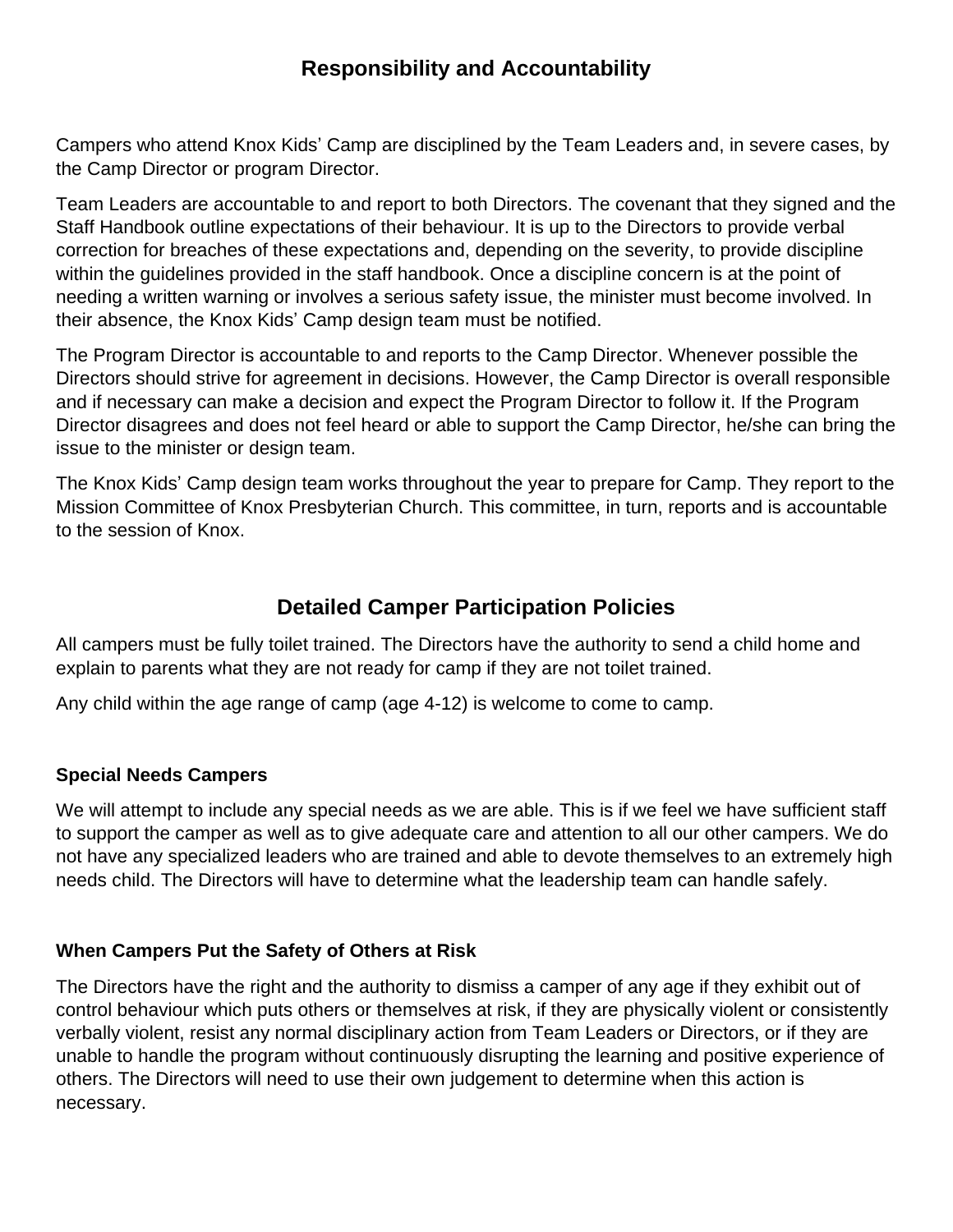## Responsibility and Accountability

Campers who attend Knox Kids' Camp are disciplined by the Team Leaders and, in severe cases, by the Camp Director or program Director.

Team Leaders are accountable to and report to both Directors. The covenant that they signed and the Staff Handbook outline expectations of their behaviour. It is up to the Directors to provide verbal correction for breaches of these expectations and, depending on the severity, to provide discipline within the guidelines provided in the staff handbook. Once a discipline concern is at the point of needing a written warning or involves a serious safety issue, the minister must become involved. In their absence, the Knox Kids' Camp design team must be notified.

The Program Director is accountable to and reports to the Camp Director. Whenever possible the Directors should strive for agreement in decisions. However, the Camp Director is overall responsible and if necessary can make a decision and expect the Program Director to follow it. If the Program Director disagrees and does not feel heard or able to support the Camp Director, he/she can bring the issue to the minister or design team.

The Knox Kids' Camp design team works throughout the year to prepare for Camp. They report to the Mission Committee of Knox Presbyterian Church. This committee, in turn, reports and is accountable to the session of Knox.

## Detailed Camper Participation Policies

All campers must be fully toilet trained. The Directors have the authority to send a child home and explain to parents what they are not ready for camp if they are not toilet trained.

Any child within the age range of camp (age 4-12) is welcome to come to camp.

### Special Needs Campers

We will attempt to include any special needs as we are able. This is if we feel we have sufficient staff to support the camper as well as to give adequate care and attention to all our other campers. We do not have any specialized leaders who are trained and able to devote themselves to an extremely high needs child. The Directors will have to determine what the leadership team can handle safely.

### When Campers Put the Safety of Others at Risk

The Directors have the right and the authority to dismiss a camper of any age if they exhibit out of control behaviour which puts others or themselves at risk, if they are physically violent or consistently verbally violent, resist any normal disciplinary action from Team Leaders or Directors, or if they are unable to handle the program without continuously disrupting the learning and positive experience of others. The Directors will need to use their own judgement to determine when this action is necessary.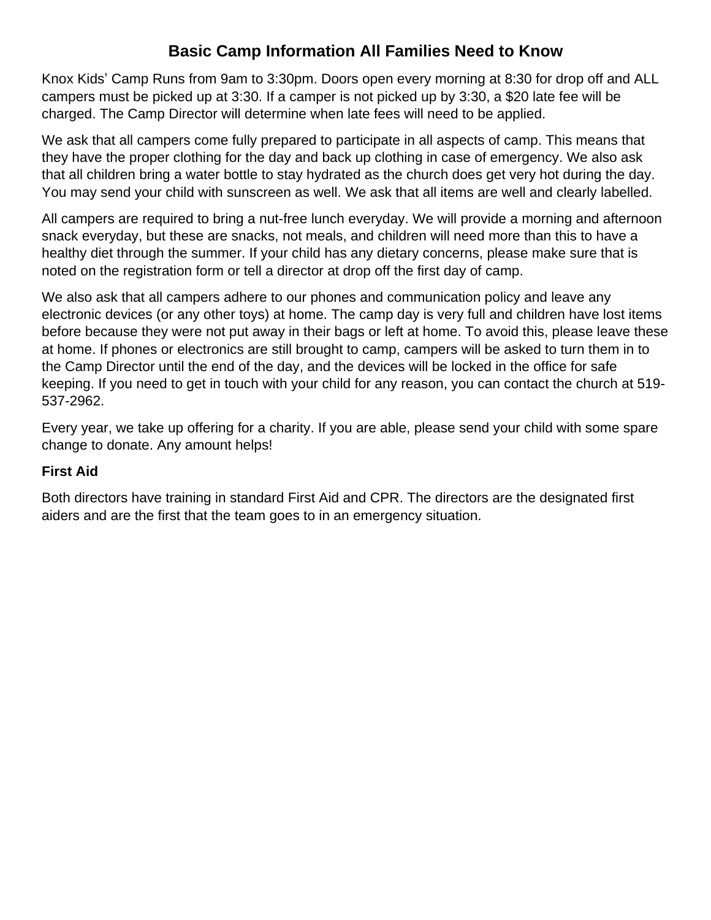# Basic Camp Information All Families Need to Know

Knox Kids' Camp Runs from 9am to 3:30pm. Doors open every morning at 8:30 for drop off and ALL campers must be picked up at 3:30. If a camper is not picked up by 3:30, a $20 late fee will be charged. The Camp Director will determine when late fees will need to be applied.

We ask that all campers come fully prepared to participate in all aspects of camp. This means that they have the proper clothing for the day and back up clothing in case of emergency. We also ask that all children bring a water bottle to stay hydrated as the church does get very hot during the day. You may send your child with sunscreen as well. We ask that all items are well and clearly labelled.

All campers are required to bring a nut-free lunch everyday. We will provide a morning and afternoon snack everyday, but these are snacks, not meals, and children will need more than this to have a healthy diet through the summer. If your child has any dietary concerns, please make sure that is noted on the registration form or tell a director at drop off the first day of camp.

We also ask that all campers adhere to our phones and communication policy and leave any electronic devices (or any other toys) at home. The camp day is very full and children have lost items before because they were not put away in their bags or left at home. To avoid this, please leave these at home. If phones or electronics are still brought to camp, campers will be asked to turn them in to the Camp Director until the end of the day, and the devices will be locked in the office for safe keeping. If you need to get in touch with your child for any reason, you can contact the church at 519-537-2962.

Every year, we take up offering for a charity. If you are able, please send your child with some spare change to donate. Any amount helps!

**First Aid**

Both directors have training in standard First Aid and CPR. The directors are the designated first aiders and are the first that the team goes to in an emergency situation.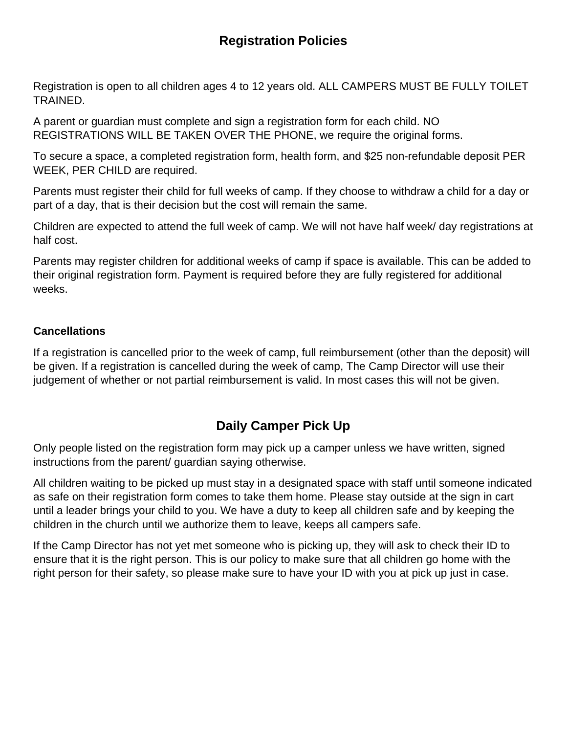## Registration Policies

Registration is open to all children ages 4 to 12 years old. ALL CAMPERS MUST BE FULLY TOILET TRAINED.

A parent or guardian must complete and sign a registration form for each child. NO REGISTRATIONS WILL BE TAKEN OVER THE PHONE, we require the original forms.

To secure a space, a completed registration form, health form, and $25 non-refundable deposit PER WEEK, PER CHILD are required.

Parents must register their child for full weeks of camp. If they choose to withdraw a child for a day or part of a day, that is their decision but the cost will remain the same.

Children are expected to attend the full week of camp. We will not have half week/ day registrations at half cost.

Parents may register children for additional weeks of camp if space is available. This can be added to their original registration form. Payment is required before they are fully registered for additional weeks.

### Cancellations

If a registration is cancelled prior to the week of camp, full reimbursement (other than the deposit) will be given. If a registration is cancelled during the week of camp, The Camp Director will use their judgement of whether or not partial reimbursement is valid. In most cases this will not be given.

## Daily Camper Pick Up

Only people listed on the registration form may pick up a camper unless we have written, signed instructions from the parent/ guardian saying otherwise.

All children waiting to be picked up must stay in a designated space with staff until someone indicated as safe on their registration form comes to take them home. Please stay outside at the sign in cart until a leader brings your child to you. We have a duty to keep all children safe and by keeping the children in the church until we authorize them to leave, keeps all campers safe.

If the Camp Director has not yet met someone who is picking up, they will ask to check their ID to ensure that it is the right person. This is our policy to make sure that all children go home with the right person for their safety, so please make sure to have your ID with you at pick up just in case.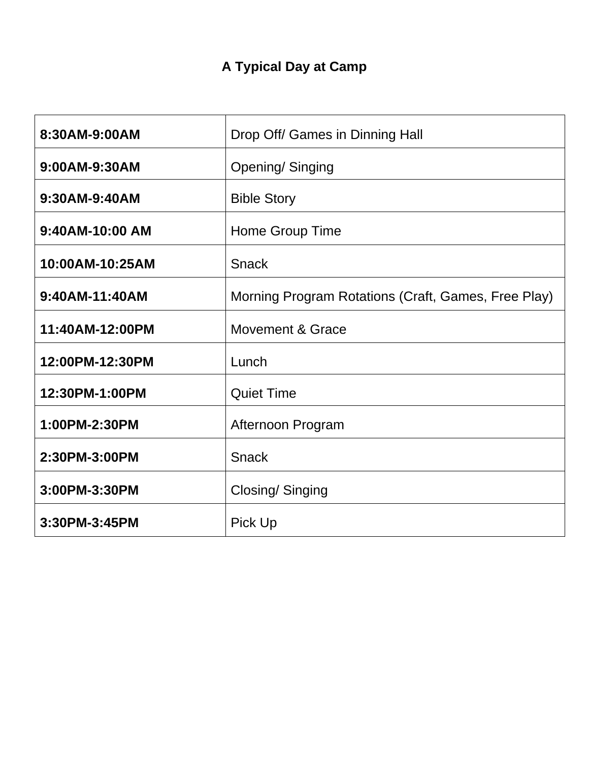## A Typical Day at Camp

| | |
|---|---|
| **8:30AM-9:00AM** | Drop Off/ Games in Dinning Hall |
| **9:00AM-9:30AM** | Opening/ Singing |
| **9:30AM-9:40AM** | Bible Story |
| **9:40AM-10:00 AM** | Home Group Time |
| **10:00AM-10:25AM** | Snack |
| **9:40AM-11:40AM** | Morning Program Rotations (Craft, Games, Free Play) |
| **11:40AM-12:00PM** | Movement & Grace |
| **12:00PM-12:30PM** | Lunch |
| **12:30PM-1:00PM** | Quiet Time |
| **1:00PM-2:30PM** | Afternoon Program |
| **2:30PM-3:00PM** | Snack |
| **3:00PM-3:30PM** | Closing/ Singing |
| **3:30PM-3:45PM** | Pick Up |